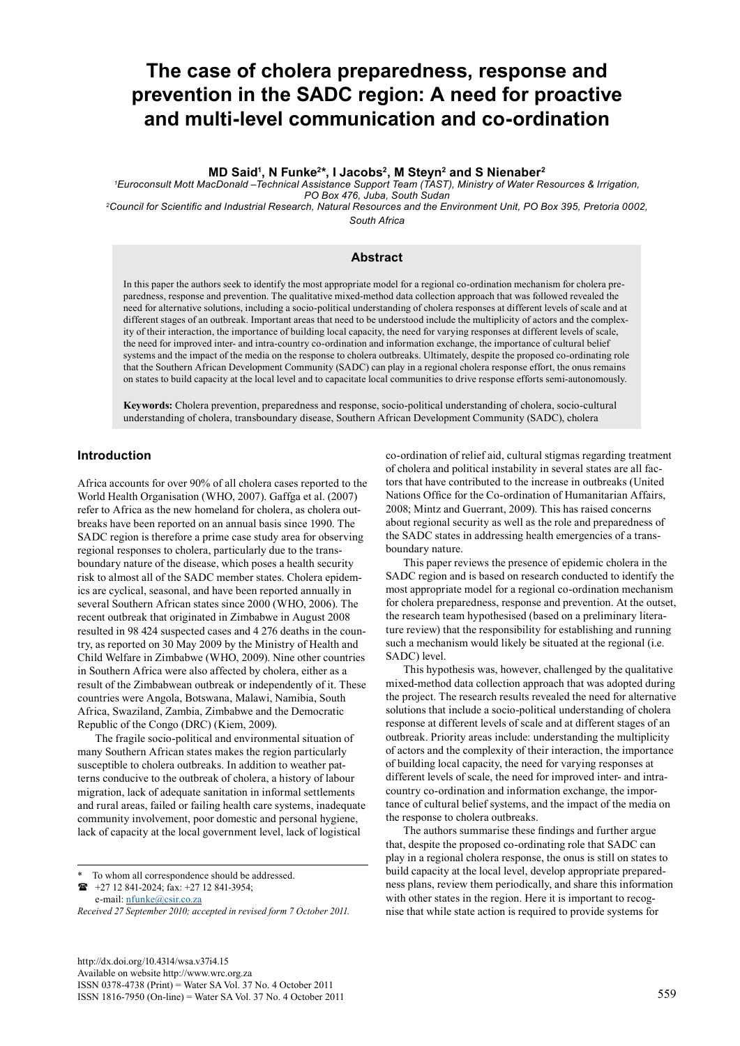# The case of cholera preparedness, response and prevention in the SADC region: A need for proactive and multi-level communication and co-ordination

**MD Said[1], N Funke[2]*, I Jacobs[2], M Steyn[2] and S Nienaber[2]**

[1]*Euroconsult Mott MacDonald –Technical Assistance Support Team (TAST), Ministry of Water Resources & Irrigation, PO Box 476, Juba, South Sudan*

[2]*Council for Scientific and Industrial Research, Natural Resources and the Environment Unit, PO Box 395, Pretoria 0002, South Africa*

## Abstract

In this paper the authors seek to identify the most appropriate model for a regional co-ordination mechanism for cholera preparedness, response and prevention. The qualitative mixed-method data collection approach that was followed revealed the need for alternative solutions, including a socio-political understanding of cholera responses at different levels of scale and at different stages of an outbreak. Important areas that need to be understood include the multiplicity of actors and the complexity of their interaction, the importance of building local capacity, the need for varying responses at different levels of scale, the need for improved inter- and intra-country co-ordination and information exchange, the importance of cultural belief systems and the impact of the media on the response to cholera outbreaks. Ultimately, despite the proposed co-ordinating role that the Southern African Development Community (SADC) can play in a regional cholera response effort, the onus remains on states to build capacity at the local level and to capacitate local communities to drive response efforts semi-autonomously.

**Keywords:** Cholera prevention, preparedness and response, socio-political understanding of cholera, socio-cultural understanding of cholera, transboundary disease, Southern African Development Community (SADC), cholera

## Introduction

Africa accounts for over 90% of all cholera cases reported to the World Health Organisation (WHO, 2007). Gaffga et al. (2007) refer to Africa as the new homeland for cholera, as cholera outbreaks have been reported on an annual basis since 1990. The SADC region is therefore a prime case study area for observing regional responses to cholera, particularly due to the transboundary nature of the disease, which poses a health security risk to almost all of the SADC member states. Cholera epidemics are cyclical, seasonal, and have been reported annually in several Southern African states since 2000 (WHO, 2006). The recent outbreak that originated in Zimbabwe in August 2008 resulted in 98 424 suspected cases and 4 276 deaths in the country, as reported on 30 May 2009 by the Ministry of Health and Child Welfare in Zimbabwe (WHO, 2009). Nine other countries in Southern Africa were also affected by cholera, either as a result of the Zimbabwean outbreak or independently of it. These countries were Angola, Botswana, Malawi, Namibia, South Africa, Swaziland, Zambia, Zimbabwe and the Democratic Republic of the Congo (DRC) (Kiem, 2009).

The fragile socio-political and environmental situation of many Southern African states makes the region particularly susceptible to cholera outbreaks. In addition to weather patterns conducive to the outbreak of cholera, a history of labour migration, lack of adequate sanitation in informal settlements and rural areas, failed or failing health care systems, inadequate community involvement, poor domestic and personal hygiene, lack of capacity at the local government level, lack of logistical co-ordination of relief aid, cultural stigmas regarding treatment of cholera and political instability in several states are all factors that have contributed to the increase in outbreaks (United Nations Office for the Co-ordination of Humanitarian Affairs, 2008; Mintz and Guerrant, 2009). This has raised concerns about regional security as well as the role and preparedness of the SADC states in addressing health emergencies of a transboundary nature.

This paper reviews the presence of epidemic cholera in the SADC region and is based on research conducted to identify the most appropriate model for a regional co-ordination mechanism for cholera preparedness, response and prevention. At the outset, the research team hypothesised (based on a preliminary literature review) that the responsibility for establishing and running such a mechanism would likely be situated at the regional (i.e. SADC) level.

This hypothesis was, however, challenged by the qualitative mixed-method data collection approach that was adopted during the project. The research results revealed the need for alternative solutions that include a socio-political understanding of cholera response at different levels of scale and at different stages of an outbreak. Priority areas include: understanding the multiplicity of actors and the complexity of their interaction, the importance of building local capacity, the need for varying responses at different levels of scale, the need for improved inter- and intra-country co-ordination and information exchange, the importance of cultural belief systems, and the impact of the media on the response to cholera outbreaks.

The authors summarise these findings and further argue that, despite the proposed co-ordinating role that SADC can play in a regional cholera response, the onus is still on states to build capacity at the local level, develop appropriate preparedness plans, review them periodically, and share this information with other states in the region. Here it is important to recognise that while state action is required to provide systems for

\* To whom all correspondence should be addressed.
☎ +27 12 841-2024; fax: +27 12 841-3954;
e-mail: nfunke@csir.co.za

*Received 27 September 2010; accepted in revised form 7 October 2011.*

http://dx.doi.org/10.4314/wsa.v37i4.15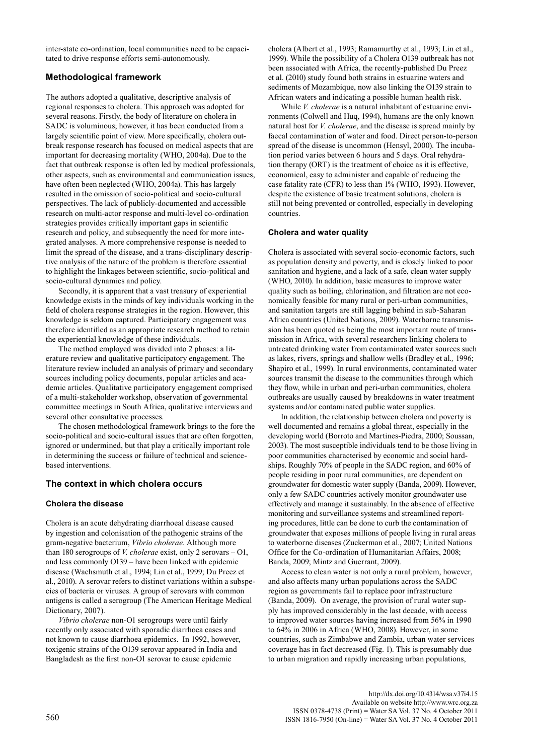inter-state co-ordination, local communities need to be capacitated to drive response efforts semi-autonomously.

## Methodological framework

The authors adopted a qualitative, descriptive analysis of regional responses to cholera. This approach was adopted for several reasons. Firstly, the body of literature on cholera in SADC is voluminous; however, it has been conducted from a largely scientific point of view. More specifically, cholera outbreak response research has focused on medical aspects that are important for decreasing mortality (WHO, 2004a). Due to the fact that outbreak response is often led by medical professionals, other aspects, such as environmental and communication issues, have often been neglected (WHO, 2004a). This has largely resulted in the omission of socio-political and socio-cultural perspectives. The lack of publicly-documented and accessible research on multi-actor response and multi-level co-ordination strategies provides critically important gaps in scientific research and policy, and subsequently the need for more integrated analyses. A more comprehensive response is needed to limit the spread of the disease, and a trans-disciplinary descriptive analysis of the nature of the problem is therefore essential to highlight the linkages between scientific, socio-political and socio-cultural dynamics and policy.

Secondly, it is apparent that a vast treasury of experiential knowledge exists in the minds of key individuals working in the field of cholera response strategies in the region. However, this knowledge is seldom captured. Participatory engagement was therefore identified as an appropriate research method to retain the experiential knowledge of these individuals.

The method employed was divided into 2 phases: a literature review and qualitative participatory engagement. The literature review included an analysis of primary and secondary sources including policy documents, popular articles and academic articles. Qualitative participatory engagement comprised of a multi-stakeholder workshop, observation of governmental committee meetings in South Africa, qualitative interviews and several other consultative processes.

The chosen methodological framework brings to the fore the socio-political and socio-cultural issues that are often forgotten, ignored or undermined, but that play a critically important role in determining the success or failure of technical and science-based interventions.

## The context in which cholera occurs

### Cholera the disease

Cholera is an acute dehydrating diarrhoeal disease caused by ingestion and colonisation of the pathogenic strains of the gram-negative bacterium, *Vibrio cholerae*. Although more than 180 serogroups of *V. cholerae* exist, only 2 serovars – O1, and less commonly O139 – have been linked with epidemic disease (Wachsmuth et al., 1994; Lin et al., 1999; Du Preez et al., 2010). A serovar refers to distinct variations within a subspecies of bacteria or viruses. A group of serovars with common antigens is called a serogroup (The American Heritage Medical Dictionary, 2007).

*Vibrio cholerae* non-O1 serogroups were until fairly recently only associated with sporadic diarrhoea cases and not known to cause diarrhoea epidemics. In 1992, however, toxigenic strains of the O139 serovar appeared in India and Bangladesh as the first non-O1 serovar to cause epidemic cholera (Albert et al., 1993; Ramamurthy et al., 1993; Lin et al., 1999). While the possibility of a Cholera O139 outbreak has not been associated with Africa, the recently-published Du Preez et al. (2010) study found both strains in estuarine waters and sediments of Mozambique, now also linking the O139 strain to African waters and indicating a possible human health risk.

While *V. cholerae* is a natural inhabitant of estuarine environments (Colwell and Huq, 1994), humans are the only known natural host for *V. cholerae*, and the disease is spread mainly by faecal contamination of water and food. Direct person-to-person spread of the disease is uncommon (Hensyl, 2000). The incubation period varies between 6 hours and 5 days. Oral rehydration therapy (ORT) is the treatment of choice as it is effective, economical, easy to administer and capable of reducing the case fatality rate (CFR) to less than 1% (WHO, 1993). However, despite the existence of basic treatment solutions, cholera is still not being prevented or controlled, especially in developing countries.

### Cholera and water quality

Cholera is associated with several socio-economic factors, such as population density and poverty, and is closely linked to poor sanitation and hygiene, and a lack of a safe, clean water supply (WHO, 2010). In addition, basic measures to improve water quality such as boiling, chlorination, and filtration are not economically feasible for many rural or peri-urban communities, and sanitation targets are still lagging behind in sub-Saharan Africa countries (United Nations, 2009). Waterborne transmission has been quoted as being the most important route of transmission in Africa, with several researchers linking cholera to untreated drinking water from contaminated water sources such as lakes, rivers, springs and shallow wells (Bradley et al., 1996; Shapiro et al., 1999). In rural environments, contaminated water sources transmit the disease to the communities through which they flow, while in urban and peri-urban communities, cholera outbreaks are usually caused by breakdowns in water treatment systems and/or contaminated public water supplies.

In addition, the relationship between cholera and poverty is well documented and remains a global threat, especially in the developing world (Borroto and Martines-Piedra, 2000; Soussan, 2003). The most susceptible individuals tend to be those living in poor communities characterised by economic and social hardships. Roughly 70% of people in the SADC region, and 60% of people residing in poor rural communities, are dependent on groundwater for domestic water supply (Banda, 2009). However, only a few SADC countries actively monitor groundwater use effectively and manage it sustainably. In the absence of effective monitoring and surveillance systems and streamlined reporting procedures, little can be done to curb the contamination of groundwater that exposes millions of people living in rural areas to waterborne diseases (Zuckerman et al., 2007; United Nations Office for the Co-ordination of Humanitarian Affairs, 2008; Banda, 2009; Mintz and Guerrant, 2009).

Access to clean water is not only a rural problem, however, and also affects many urban populations across the SADC region as governments fail to replace poor infrastructure (Banda, 2009). On average, the provision of rural water supply has improved considerably in the last decade, with access to improved water sources having increased from 56% in 1990 to 64% in 2006 in Africa (WHO, 2008). However, in some countries, such as Zimbabwe and Zambia, urban water services coverage has in fact decreased (Fig. 1). This is presumably due to urban migration and rapidly increasing urban populations,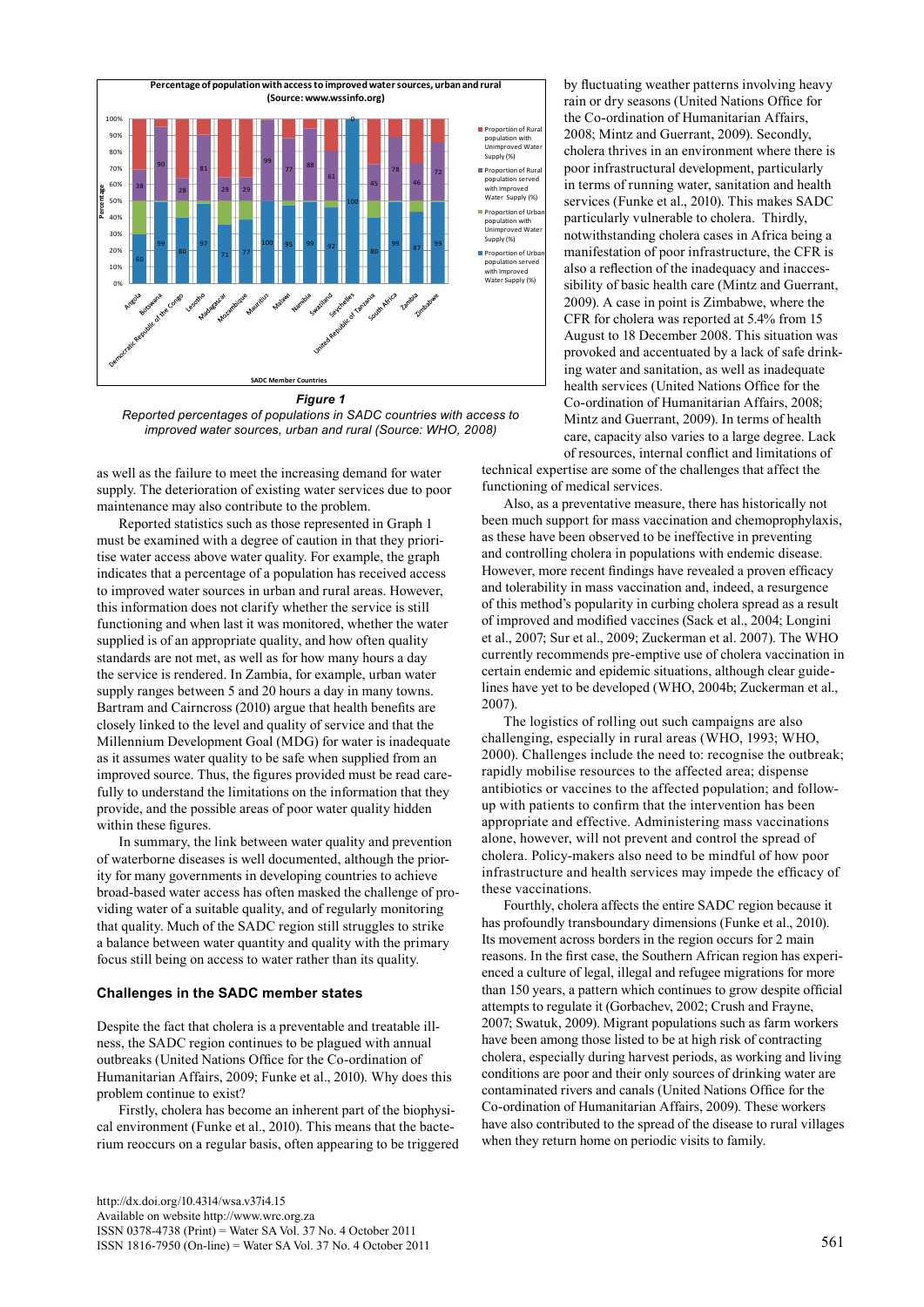**Figure 1**

*Reported percentages of populations in SADC countries with access to improved water sources, urban and rural (Source: WHO, 2008)*

as well as the failure to meet the increasing demand for water supply. The deterioration of existing water services due to poor maintenance may also contribute to the problem.

Reported statistics such as those represented in Graph 1 must be examined with a degree of caution in that they prioritise water access above water quality. For example, the graph indicates that a percentage of a population has received access to improved water sources in urban and rural areas. However, this information does not clarify whether the service is still functioning and when last it was monitored, whether the water supplied is of an appropriate quality, and how often quality standards are not met, as well as for how many hours a day the service is rendered. In Zambia, for example, urban water supply ranges between 5 and 20 hours a day in many towns. Bartram and Cairncross (2010) argue that health benefits are closely linked to the level and quality of service and that the Millennium Development Goal (MDG) for water is inadequate as it assumes water quality to be safe when supplied from an improved source. Thus, the figures provided must be read carefully to understand the limitations on the information that they provide, and the possible areas of poor water quality hidden within these figures.

In summary, the link between water quality and prevention of waterborne diseases is well documented, although the priority for many governments in developing countries to achieve broad-based water access has often masked the challenge of providing water of a suitable quality, and of regularly monitoring that quality. Much of the SADC region still struggles to strike a balance between water quantity and quality with the primary focus still being on access to water rather than its quality.

## Challenges in the SADC member states

Despite the fact that cholera is a preventable and treatable illness, the SADC region continues to be plagued with annual outbreaks (United Nations Office for the Co-ordination of Humanitarian Affairs, 2009; Funke et al., 2010). Why does this problem continue to exist?

Firstly, cholera has become an inherent part of the biophysical environment (Funke et al., 2010). This means that the bacterium reoccurs on a regular basis, often appearing to be triggered by fluctuating weather patterns involving heavy rain or dry seasons (United Nations Office for the Co-ordination of Humanitarian Affairs, 2008; Mintz and Guerrant, 2009). Secondly, cholera thrives in an environment where there is poor infrastructural development, particularly in terms of running water, sanitation and health services (Funke et al., 2010). This makes SADC particularly vulnerable to cholera. Thirdly, notwithstanding cholera cases in Africa being a manifestation of poor infrastructure, the CFR is also a reflection of the inadequacy and inaccessibility of basic health care (Mintz and Guerrant, 2009). A case in point is Zimbabwe, where the CFR for cholera was reported at 5.4% from 15 August to 18 December 2008. This situation was provoked and accentuated by a lack of safe drinking water and sanitation, as well as inadequate health services (United Nations Office for the Co-ordination of Humanitarian Affairs, 2008; Mintz and Guerrant, 2009). In terms of health care, capacity also varies to a large degree. Lack of resources, internal conflict and limitations of technical expertise are some of the challenges that affect the functioning of medical services.

Also, as a preventative measure, there has historically not been much support for mass vaccination and chemoprophylaxis, as these have been observed to be ineffective in preventing and controlling cholera in populations with endemic disease. However, more recent findings have revealed a proven efficacy and tolerability in mass vaccination and, indeed, a resurgence of this method's popularity in curbing cholera spread as a result of improved and modified vaccines (Sack et al., 2004; Longini et al., 2007; Sur et al., 2009; Zuckerman et al. 2007). The WHO currently recommends pre-emptive use of cholera vaccination in certain endemic and epidemic situations, although clear guidelines have yet to be developed (WHO, 2004b; Zuckerman et al., 2007).

The logistics of rolling out such campaigns are also challenging, especially in rural areas (WHO, 1993; WHO, 2000). Challenges include the need to: recognise the outbreak; rapidly mobilise resources to the affected area; dispense antibiotics or vaccines to the affected population; and follow-up with patients to confirm that the intervention has been appropriate and effective. Administering mass vaccinations alone, however, will not prevent and control the spread of cholera. Policy-makers also need to be mindful of how poor infrastructure and health services may impede the efficacy of these vaccinations.

Fourthly, cholera affects the entire SADC region because it has profoundly transboundary dimensions (Funke et al., 2010). Its movement across borders in the region occurs for 2 main reasons. In the first case, the Southern African region has experienced a culture of legal, illegal and refugee migrations for more than 150 years, a pattern which continues to grow despite official attempts to regulate it (Gorbachev, 2002; Crush and Frayne, 2007; Swatuk, 2009). Migrant populations such as farm workers have been among those listed to be at high risk of contracting cholera, especially during harvest periods, as working and living conditions are poor and their only sources of drinking water are contaminated rivers and canals (United Nations Office for the Co-ordination of Humanitarian Affairs, 2009). These workers have also contributed to the spread of the disease to rural villages when they return home on periodic visits to family.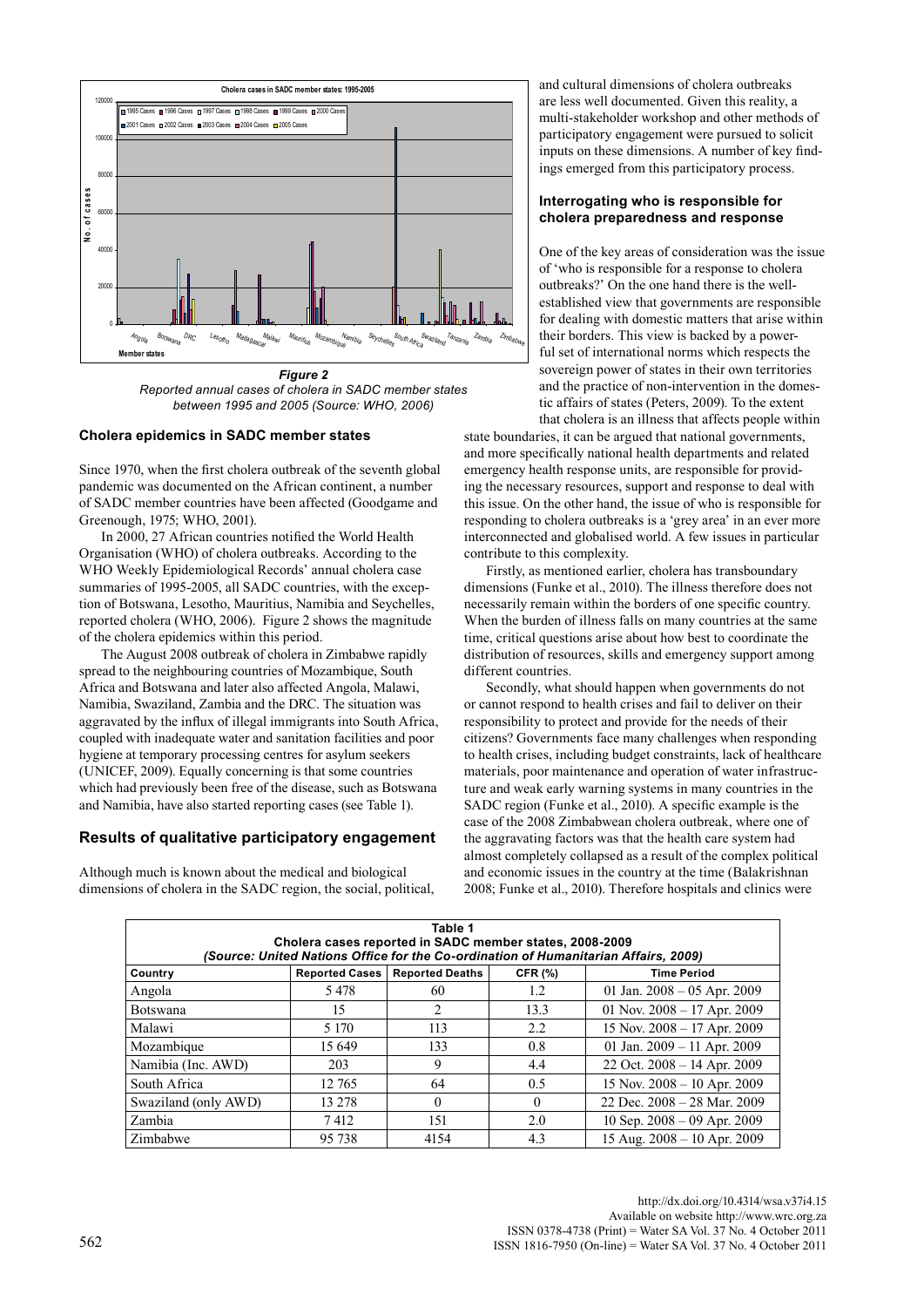**Figure 2**
*Reported annual cases of cholera in SADC member states between 1995 and 2005 (Source: WHO, 2006)*

### Cholera epidemics in SADC member states

Since 1970, when the first cholera outbreak of the seventh global pandemic was documented on the African continent, a number of SADC member countries have been affected (Goodgame and Greenough, 1975; WHO, 2001).

In 2000, 27 African countries notified the World Health Organisation (WHO) of cholera outbreaks. According to the WHO Weekly Epidemiological Records' annual cholera case summaries of 1995-2005, all SADC countries, with the exception of Botswana, Lesotho, Mauritius, Namibia and Seychelles, reported cholera (WHO, 2006). Figure 2 shows the magnitude of the cholera epidemics within this period.

The August 2008 outbreak of cholera in Zimbabwe rapidly spread to the neighbouring countries of Mozambique, South Africa and Botswana and later also affected Angola, Malawi, Namibia, Swaziland, Zambia and the DRC. The situation was aggravated by the influx of illegal immigrants into South Africa, coupled with inadequate water and sanitation facilities and poor hygiene at temporary processing centres for asylum seekers (UNICEF, 2009). Equally concerning is that some countries which had previously been free of the disease, such as Botswana and Namibia, have also started reporting cases (see Table 1).

## Results of qualitative participatory engagement

Although much is known about the medical and biological dimensions of cholera in the SADC region, the social, political, and cultural dimensions of cholera outbreaks are less well documented. Given this reality, a multi-stakeholder workshop and other methods of participatory engagement were pursued to solicit inputs on these dimensions. A number of key findings emerged from this participatory process.

### Interrogating who is responsible for cholera preparedness and response

One of the key areas of consideration was the issue of 'who is responsible for a response to cholera outbreaks?' On the one hand there is the well-established view that governments are responsible for dealing with domestic matters that arise within their borders. This view is backed by a powerful set of international norms which respects the sovereign power of states in their own territories and the practice of non-intervention in the domestic affairs of states (Peters, 2009). To the extent that cholera is an illness that affects people within state boundaries, it can be argued that national governments, and more specifically national health departments and related emergency health response units, are responsible for providing the necessary resources, support and response to deal with this issue. On the other hand, the issue of who is responsible for responding to cholera outbreaks is a 'grey area' in an ever more interconnected and globalised world. A few issues in particular contribute to this complexity.

Firstly, as mentioned earlier, cholera has transboundary dimensions (Funke et al., 2010). The illness therefore does not necessarily remain within the borders of one specific country. When the burden of illness falls on many countries at the same time, critical questions arise about how best to coordinate the distribution of resources, skills and emergency support among different countries.

Secondly, what should happen when governments do not or cannot respond to health crises and fail to deliver on their responsibility to protect and provide for the needs of their citizens? Governments face many challenges when responding to health crises, including budget constraints, lack of healthcare materials, poor maintenance and operation of water infrastructure and weak early warning systems in many countries in the SADC region (Funke et al., 2010). A specific example is the case of the 2008 Zimbabwean cholera outbreak, where one of the aggravating factors was that the health care system had almost completely collapsed as a result of the complex political and economic issues in the country at the time (Balakrishnan 2008; Funke et al., 2010). Therefore hospitals and clinics were

**Table 1**
**Cholera cases reported in SADC member states, 2008-2009**
***(Source: United Nations Office for the Co-ordination of Humanitarian Affairs, 2009)***

| Country | Reported Cases | Reported Deaths | CFR (%) | Time Period |
|---|---|---|---|---|
| Angola | 5 478 | 60 | 1.2 | 01 Jan. 2008 – 05 Apr. 2009 |
| Botswana | 15 | 2 | 13.3 | 01 Nov. 2008 – 17 Apr. 2009 |
| Malawi | 5 170 | 113 | 2.2 | 15 Nov. 2008 – 17 Apr. 2009 |
| Mozambique | 15 649 | 133 | 0.8 | 01 Jan. 2009 – 11 Apr. 2009 |
| Namibia (Inc. AWD) | 203 | 9 | 4.4 | 22 Oct. 2008 – 14 Apr. 2009 |
| South Africa | 12 765 | 64 | 0.5 | 15 Nov. 2008 – 10 Apr. 2009 |
| Swaziland (only AWD) | 13 278 | 0 | 0 | 22 Dec. 2008 – 28 Mar. 2009 |
| Zambia | 7 412 | 151 | 2.0 | 10 Sep. 2008 – 09 Apr. 2009 |
| Zimbabwe | 95 738 | 4154 | 4.3 | 15 Aug. 2008 – 10 Apr. 2009 |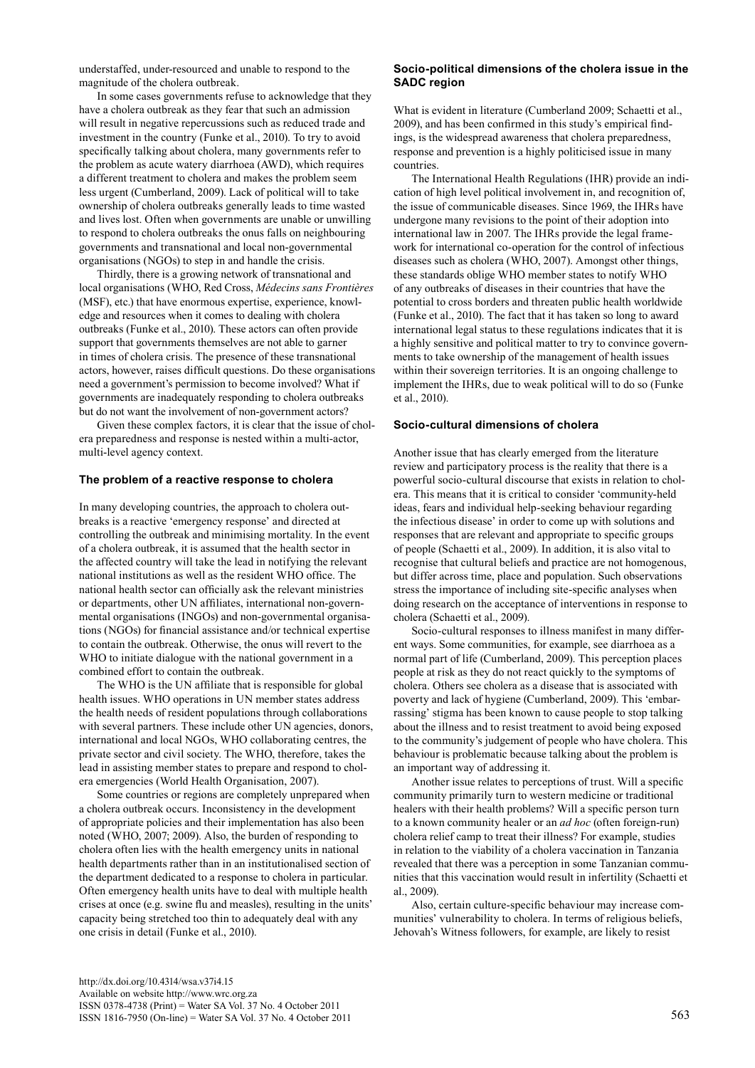understaffed, under-resourced and unable to respond to the magnitude of the cholera outbreak.

In some cases governments refuse to acknowledge that they have a cholera outbreak as they fear that such an admission will result in negative repercussions such as reduced trade and investment in the country (Funke et al., 2010). To try to avoid specifically talking about cholera, many governments refer to the problem as acute watery diarrhoea (AWD), which requires a different treatment to cholera and makes the problem seem less urgent (Cumberland, 2009). Lack of political will to take ownership of cholera outbreaks generally leads to time wasted and lives lost. Often when governments are unable or unwilling to respond to cholera outbreaks the onus falls on neighbouring governments and transnational and local non-governmental organisations (NGOs) to step in and handle the crisis.

Thirdly, there is a growing network of transnational and local organisations (WHO, Red Cross, *Médecins sans Frontières* (MSF), etc.) that have enormous expertise, experience, knowledge and resources when it comes to dealing with cholera outbreaks (Funke et al., 2010). These actors can often provide support that governments themselves are not able to garner in times of cholera crisis. The presence of these transnational actors, however, raises difficult questions. Do these organisations need a government's permission to become involved? What if governments are inadequately responding to cholera outbreaks but do not want the involvement of non-government actors?

Given these complex factors, it is clear that the issue of cholera preparedness and response is nested within a multi-actor, multi-level agency context.

### The problem of a reactive response to cholera

In many developing countries, the approach to cholera outbreaks is a reactive 'emergency response' and directed at controlling the outbreak and minimising mortality. In the event of a cholera outbreak, it is assumed that the health sector in the affected country will take the lead in notifying the relevant national institutions as well as the resident WHO office. The national health sector can officially ask the relevant ministries or departments, other UN affiliates, international non-governmental organisations (INGOs) and non-governmental organisations (NGOs) for financial assistance and/or technical expertise to contain the outbreak. Otherwise, the onus will revert to the WHO to initiate dialogue with the national government in a combined effort to contain the outbreak.

The WHO is the UN affiliate that is responsible for global health issues. WHO operations in UN member states address the health needs of resident populations through collaborations with several partners. These include other UN agencies, donors, international and local NGOs, WHO collaborating centres, the private sector and civil society. The WHO, therefore, takes the lead in assisting member states to prepare and respond to cholera emergencies (World Health Organisation, 2007).

Some countries or regions are completely unprepared when a cholera outbreak occurs. Inconsistency in the development of appropriate policies and their implementation has also been noted (WHO, 2007; 2009). Also, the burden of responding to cholera often lies with the health emergency units in national health departments rather than in an institutionalised section of the department dedicated to a response to cholera in particular. Often emergency health units have to deal with multiple health crises at once (e.g. swine flu and measles), resulting in the units' capacity being stretched too thin to adequately deal with any one crisis in detail (Funke et al., 2010).

### Socio-political dimensions of the cholera issue in the SADC region

What is evident in literature (Cumberland 2009; Schaetti et al., 2009), and has been confirmed in this study's empirical findings, is the widespread awareness that cholera preparedness, response and prevention is a highly politicised issue in many countries.

The International Health Regulations (IHR) provide an indication of high level political involvement in, and recognition of, the issue of communicable diseases. Since 1969, the IHRs have undergone many revisions to the point of their adoption into international law in 2007. The IHRs provide the legal framework for international co-operation for the control of infectious diseases such as cholera (WHO, 2007). Amongst other things, these standards oblige WHO member states to notify WHO of any outbreaks of diseases in their countries that have the potential to cross borders and threaten public health worldwide (Funke et al., 2010). The fact that it has taken so long to award international legal status to these regulations indicates that it is a highly sensitive and political matter to try to convince governments to take ownership of the management of health issues within their sovereign territories. It is an ongoing challenge to implement the IHRs, due to weak political will to do so (Funke et al., 2010).

### Socio-cultural dimensions of cholera

Another issue that has clearly emerged from the literature review and participatory process is the reality that there is a powerful socio-cultural discourse that exists in relation to cholera. This means that it is critical to consider 'community-held ideas, fears and individual help-seeking behaviour regarding the infectious disease' in order to come up with solutions and responses that are relevant and appropriate to specific groups of people (Schaetti et al., 2009). In addition, it is also vital to recognise that cultural beliefs and practice are not homogenous, but differ across time, place and population. Such observations stress the importance of including site-specific analyses when doing research on the acceptance of interventions in response to cholera (Schaetti et al., 2009).

Socio-cultural responses to illness manifest in many different ways. Some communities, for example, see diarrhoea as a normal part of life (Cumberland, 2009). This perception places people at risk as they do not react quickly to the symptoms of cholera. Others see cholera as a disease that is associated with poverty and lack of hygiene (Cumberland, 2009). This 'embarrassing' stigma has been known to cause people to stop talking about the illness and to resist treatment to avoid being exposed to the community's judgement of people who have cholera. This behaviour is problematic because talking about the problem is an important way of addressing it.

Another issue relates to perceptions of trust. Will a specific community primarily turn to western medicine or traditional healers with their health problems? Will a specific person turn to a known community healer or an *ad hoc* (often foreign-run) cholera relief camp to treat their illness? For example, studies in relation to the viability of a cholera vaccination in Tanzania revealed that there was a perception in some Tanzanian communities that this vaccination would result in infertility (Schaetti et al., 2009).

Also, certain culture-specific behaviour may increase communities' vulnerability to cholera. In terms of religious beliefs, Jehovah's Witness followers, for example, are likely to resist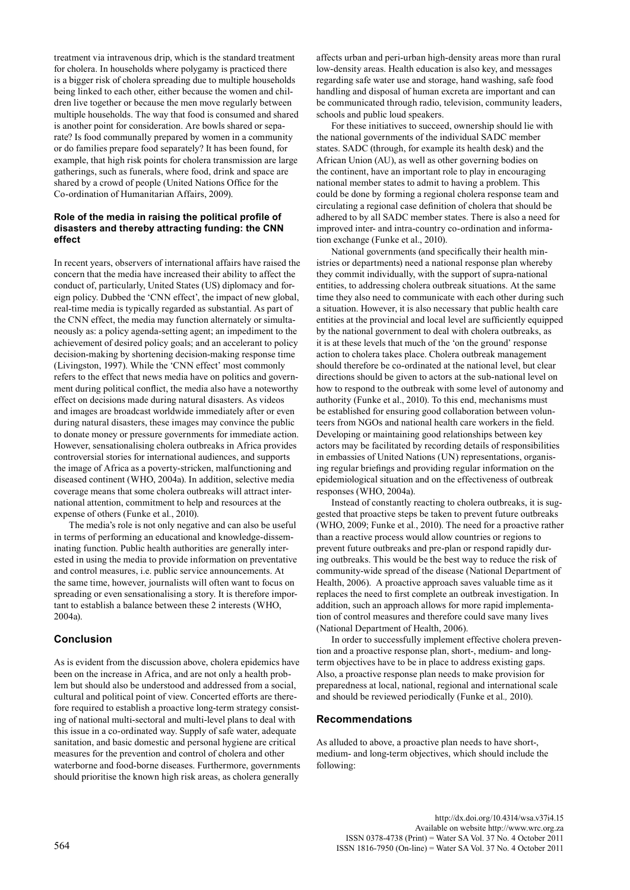treatment via intravenous drip, which is the standard treatment for cholera. In households where polygamy is practiced there is a bigger risk of cholera spreading due to multiple households being linked to each other, either because the women and children live together or because the men move regularly between multiple households. The way that food is consumed and shared is another point for consideration. Are bowls shared or separate? Is food communally prepared by women in a community or do families prepare food separately? It has been found, for example, that high risk points for cholera transmission are large gatherings, such as funerals, where food, drink and space are shared by a crowd of people (United Nations Office for the Co-ordination of Humanitarian Affairs, 2009).

### Role of the media in raising the political profile of disasters and thereby attracting funding: the CNN effect

In recent years, observers of international affairs have raised the concern that the media have increased their ability to affect the conduct of, particularly, United States (US) diplomacy and foreign policy. Dubbed the 'CNN effect', the impact of new global, real-time media is typically regarded as substantial. As part of the CNN effect, the media may function alternately or simultaneously as: a policy agenda-setting agent; an impediment to the achievement of desired policy goals; and an accelerant to policy decision-making by shortening decision-making response time (Livingston, 1997). While the 'CNN effect' most commonly refers to the effect that news media have on politics and government during political conflict, the media also have a noteworthy effect on decisions made during natural disasters. As videos and images are broadcast worldwide immediately after or even during natural disasters, these images may convince the public to donate money or pressure governments for immediate action. However, sensationalising cholera outbreaks in Africa provides controversial stories for international audiences, and supports the image of Africa as a poverty-stricken, malfunctioning and diseased continent (WHO, 2004a). In addition, selective media coverage means that some cholera outbreaks will attract international attention, commitment to help and resources at the expense of others (Funke et al., 2010).

The media's role is not only negative and can also be useful in terms of performing an educational and knowledge-disseminating function. Public health authorities are generally interested in using the media to provide information on preventative and control measures, i.e. public service announcements. At the same time, however, journalists will often want to focus on spreading or even sensationalising a story. It is therefore important to establish a balance between these 2 interests (WHO, 2004a).

## Conclusion

As is evident from the discussion above, cholera epidemics have been on the increase in Africa, and are not only a health problem but should also be understood and addressed from a social, cultural and political point of view. Concerted efforts are therefore required to establish a proactive long-term strategy consisting of national multi-sectoral and multi-level plans to deal with this issue in a co-ordinated way. Supply of safe water, adequate sanitation, and basic domestic and personal hygiene are critical measures for the prevention and control of cholera and other waterborne and food-borne diseases. Furthermore, governments should prioritise the known high risk areas, as cholera generally affects urban and peri-urban high-density areas more than rural low-density areas. Health education is also key, and messages regarding safe water use and storage, hand washing, safe food handling and disposal of human excreta are important and can be communicated through radio, television, community leaders, schools and public loud speakers.

For these initiatives to succeed, ownership should lie with the national governments of the individual SADC member states. SADC (through, for example its health desk) and the African Union (AU), as well as other governing bodies on the continent, have an important role to play in encouraging national member states to admit to having a problem. This could be done by forming a regional cholera response team and circulating a regional case definition of cholera that should be adhered to by all SADC member states. There is also a need for improved inter- and intra-country co-ordination and information exchange (Funke et al., 2010).

National governments (and specifically their health ministries or departments) need a national response plan whereby they commit individually, with the support of supra-national entities, to addressing cholera outbreak situations. At the same time they also need to communicate with each other during such a situation. However, it is also necessary that public health care entities at the provincial and local level are sufficiently equipped by the national government to deal with cholera outbreaks, as it is at these levels that much of the 'on the ground' response action to cholera takes place. Cholera outbreak management should therefore be co-ordinated at the national level, but clear directions should be given to actors at the sub-national level on how to respond to the outbreak with some level of autonomy and authority (Funke et al., 2010). To this end, mechanisms must be established for ensuring good collaboration between volunteers from NGOs and national health care workers in the field. Developing or maintaining good relationships between key actors may be facilitated by recording details of responsibilities in embassies of United Nations (UN) representations, organising regular briefings and providing regular information on the epidemiological situation and on the effectiveness of outbreak responses (WHO, 2004a).

Instead of constantly reacting to cholera outbreaks, it is suggested that proactive steps be taken to prevent future outbreaks (WHO, 2009; Funke et al., 2010). The need for a proactive rather than a reactive process would allow countries or regions to prevent future outbreaks and pre-plan or respond rapidly during outbreaks. This would be the best way to reduce the risk of community-wide spread of the disease (National Department of Health, 2006). A proactive approach saves valuable time as it replaces the need to first complete an outbreak investigation. In addition, such an approach allows for more rapid implementation of control measures and therefore could save many lives (National Department of Health, 2006).

In order to successfully implement effective cholera prevention and a proactive response plan, short-, medium- and long-term objectives have to be in place to address existing gaps. Also, a proactive response plan needs to make provision for preparedness at local, national, regional and international scale and should be reviewed periodically (Funke et al*.,* 2010).

## Recommendations

As alluded to above, a proactive plan needs to have short-, medium- and long-term objectives, which should include the following: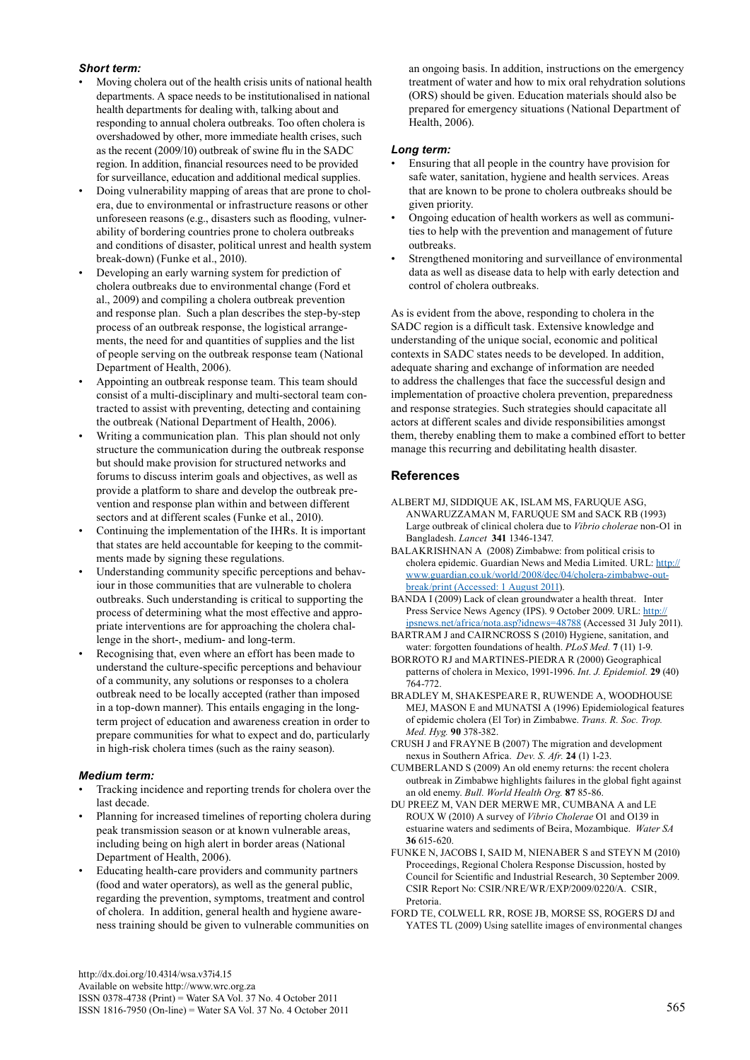***Short term:***

- Moving cholera out of the health crisis units of national health departments. A space needs to be institutionalised in national health departments for dealing with, talking about and responding to annual cholera outbreaks. Too often cholera is overshadowed by other, more immediate health crises, such as the recent (2009/10) outbreak of swine flu in the SADC region. In addition, financial resources need to be provided for surveillance, education and additional medical supplies.
- Doing vulnerability mapping of areas that are prone to cholera, due to environmental or infrastructure reasons or other unforeseen reasons (e.g., disasters such as flooding, vulnerability of bordering countries prone to cholera outbreaks and conditions of disaster, political unrest and health system break-down) (Funke et al., 2010).
- Developing an early warning system for prediction of cholera outbreaks due to environmental change (Ford et al., 2009) and compiling a cholera outbreak prevention and response plan. Such a plan describes the step-by-step process of an outbreak response, the logistical arrangements, the need for and quantities of supplies and the list of people serving on the outbreak response team (National Department of Health, 2006).
- Appointing an outbreak response team. This team should consist of a multi-disciplinary and multi-sectoral team contracted to assist with preventing, detecting and containing the outbreak (National Department of Health, 2006).
- Writing a communication plan. This plan should not only structure the communication during the outbreak response but should make provision for structured networks and forums to discuss interim goals and objectives, as well as provide a platform to share and develop the outbreak prevention and response plan within and between different sectors and at different scales (Funke et al., 2010).
- Continuing the implementation of the IHRs. It is important that states are held accountable for keeping to the commitments made by signing these regulations.
- Understanding community specific perceptions and behaviour in those communities that are vulnerable to cholera outbreaks. Such understanding is critical to supporting the process of determining what the most effective and appropriate interventions are for approaching the cholera challenge in the short-, medium- and long-term.
- Recognising that, even where an effort has been made to understand the culture-specific perceptions and behaviour of a community, any solutions or responses to a cholera outbreak need to be locally accepted (rather than imposed in a top-down manner). This entails engaging in the long-term project of education and awareness creation in order to prepare communities for what to expect and do, particularly in high-risk cholera times (such as the rainy season).

***Medium term:***

- Tracking incidence and reporting trends for cholera over the last decade.
- Planning for increased timelines of reporting cholera during peak transmission season or at known vulnerable areas, including being on high alert in border areas (National Department of Health, 2006).
- Educating health-care providers and community partners (food and water operators), as well as the general public, regarding the prevention, symptoms, treatment and control of cholera. In addition, general health and hygiene awareness training should be given to vulnerable communities on an ongoing basis. In addition, instructions on the emergency treatment of water and how to mix oral rehydration solutions (ORS) should be given. Education materials should also be prepared for emergency situations (National Department of Health, 2006).

***Long term:***

- Ensuring that all people in the country have provision for safe water, sanitation, hygiene and health services. Areas that are known to be prone to cholera outbreaks should be given priority.
- Ongoing education of health workers as well as communities to help with the prevention and management of future outbreaks.
- Strengthened monitoring and surveillance of environmental data as well as disease data to help with early detection and control of cholera outbreaks.

As is evident from the above, responding to cholera in the SADC region is a difficult task. Extensive knowledge and understanding of the unique social, economic and political contexts in SADC states needs to be developed. In addition, adequate sharing and exchange of information are needed to address the challenges that face the successful design and implementation of proactive cholera prevention, preparedness and response strategies. Such strategies should capacitate all actors at different scales and divide responsibilities amongst them, thereby enabling them to make a combined effort to better manage this recurring and debilitating health disaster.

## References

ALBERT MJ, SIDDIQUE AK, ISLAM MS, FARUQUE ASG, ANWARUZZAMAN M, FARUQUE SM and SACK RB (1993) Large outbreak of clinical cholera due to *Vibrio cholerae* non-O1 in Bangladesh. *Lancet* **341** 1346-1347.

BALAKRISHNAN A (2008) Zimbabwe: from political crisis to cholera epidemic. Guardian News and Media Limited. URL: http://www.guardian.co.uk/world/2008/dec/04/cholera-zimbabwe-outbreak/print (Accessed: 1 August 2011).

BANDA I (2009) Lack of clean groundwater a health threat. Inter Press Service News Agency (IPS). 9 October 2009. URL: http://ipsnews.net/africa/nota.asp?idnews=48788 (Accessed 31 July 2011).

BARTRAM J and CAIRNCROSS S (2010) Hygiene, sanitation, and water: forgotten foundations of health. *PLoS Med.* **7** (11) 1-9.

BORROTO RJ and MARTINES-PIEDRA R (2000) Geographical patterns of cholera in Mexico, 1991-1996. *Int. J. Epidemiol.* **29** (40) 764-772.

BRADLEY M, SHAKESPEARE R, RUWENDE A, WOODHOUSE MEJ, MASON E and MUNATSI A (1996) Epidemiological features of epidemic cholera (El Tor) in Zimbabwe. *Trans. R. Soc. Trop. Med. Hyg.* **90** 378-382.

CRUSH J and FRAYNE B (2007) The migration and development nexus in Southern Africa. *Dev. S. Afr.* **24** (1) 1-23.

CUMBERLAND S (2009) An old enemy returns: the recent cholera outbreak in Zimbabwe highlights failures in the global fight against an old enemy. *Bull. World Health Org.* **87** 85-86.

DU PREEZ M, VAN DER MERWE MR, CUMBANA A and LE ROUX W (2010) A survey of *Vibrio Cholerae* O1 and O139 in estuarine waters and sediments of Beira, Mozambique. *Water SA* **36** 615-620.

FUNKE N, JACOBS I, SAID M, NIENABER S and STEYN M (2010) Proceedings, Regional Cholera Response Discussion, hosted by Council for Scientific and Industrial Research, 30 September 2009. CSIR Report No: CSIR/NRE/WR/EXP/2009/0220/A. CSIR, Pretoria.

FORD TE, COLWELL RR, ROSE JB, MORSE SS, ROGERS DJ and YATES TL (2009) Using satellite images of environmental changes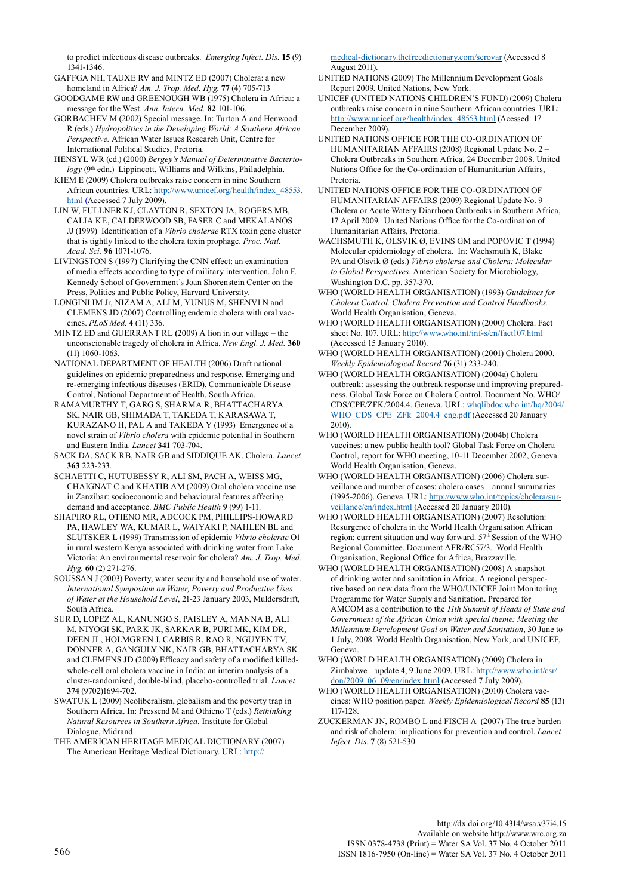to predict infectious disease outbreaks. *Emerging Infect. Dis.* **15** (9) 1341-1346.

GAFFGA NH, TAUXE RV and MINTZ ED (2007) Cholera: a new homeland in Africa? *Am. J. Trop. Med. Hyg.* **77** (4) 705-713

GOODGAME RW and GREENOUGH WB (1975) Cholera in Africa: a message for the West. *Ann. Intern. Med.* **82** 101-106.

GORBACHEV M (2002) Special message. In: Turton A and Henwood R (eds.) *Hydropolitics in the Developing World: A Southern African Perspective.* African Water Issues Research Unit, Centre for International Political Studies, Pretoria.

HENSYL WR (ed.) (2000) *Bergey's Manual of Determinative Bacteriology* (9th edn.) Lippincott, Williams and Wilkins, Philadelphia.

KIEM E (2009) Cholera outbreaks raise concern in nine Southern African countries. URL: http://www.unicef.org/health/index_48553.html (Accessed 7 July 2009).

LIN W, FULLNER KJ, CLAYTON R, SEXTON JA, ROGERS MB, CALIA KE, CALDERWOOD SB, FASER C and MEKALANOS JJ (1999) Identification of a *Vibrio cholerae* RTX toxin gene cluster that is tightly linked to the cholera toxin prophage. *Proc. Natl. Acad. Sci.* **96** 1071-1076.

LIVINGSTON S (1997) Clarifying the CNN effect: an examination of media effects according to type of military intervention. John F. Kennedy School of Government's Joan Shorenstein Center on the Press, Politics and Public Policy, Harvard University.

LONGINI IM Jr, NIZAM A, ALI M, YUNUS M, SHENVI N and CLEMENS JD (2007) Controlling endemic cholera with oral vaccines. *PLoS Med.* **4** (11) 336.

MINTZ ED and GUERRANT RL (2009) A lion in our village – the unconscionable tragedy of cholera in Africa. *New Engl. J. Med.* **360** (11) 1060-1063.

NATIONAL DEPARTMENT OF HEALTH (2006) Draft national guidelines on epidemic preparedness and response. Emerging and re-emerging infectious diseases (ERID), Communicable Disease Control, National Department of Health, South Africa.

RAMAMURTHY T, GARG S, SHARMA R, BHATTACHARYA SK, NAIR GB, SHIMADA T, TAKEDA T, KARASAWA T, KURAZANO H, PAL A and TAKEDA Y (1993) Emergence of a novel strain of *Vibrio cholera* with epidemic potential in Southern and Eastern India. *Lancet* **341** 703-704.

SACK DA, SACK RB, NAIR GB and SIDDIQUE AK. Cholera. *Lancet* **363** 223-233.

SCHAETTI C, HUTUBESSY R, ALI SM, PACH A, WEISS MG, CHAIGNAT C and KHATIB AM (2009) Oral cholera vaccine use in Zanzibar: socioeconomic and behavioural features affecting demand and acceptance. *BMC Public Health* **9** (99) 1-11.

SHAPIRO RL, OTIENO MR, ADCOCK PM, PHILLIPS-HOWARD PA, HAWLEY WA, KUMAR L, WAIYAKI P, NAHLEN BL and SLUTSKER L (1999) Transmission of epidemic *Vibrio cholerae* O1 in rural western Kenya associated with drinking water from Lake Victoria: An environmental reservoir for cholera? *Am. J. Trop. Med. Hyg.* **60** (2) 271-276.

SOUSSAN J (2003) Poverty, water security and household use of water. *International Symposium on Water, Poverty and Productive Uses of Water at the Household Level*, 21-23 January 2003, Muldersdrift, South Africa.

SUR D, LOPEZ AL, KANUNGO S, PAISLEY A, MANNA B, ALI M, NIYOGI SK, PARK JK, SARKAR B, PURI MK, KIM DR, DEEN JL, HOLMGREN J, CARBIS R, RAO R, NGUYEN TV, DONNER A, GANGULY NK, NAIR GB, BHATTACHARYA SK and CLEMENS JD (2009) Efficacy and safety of a modified killed-whole-cell oral cholera vaccine in India: an interim analysis of a cluster-randomised, double-blind, placebo-controlled trial. *Lancet* **374** (9702)1694-702.

SWATUK L (2009) Neoliberalism, globalism and the poverty trap in Southern Africa. In: Pressend M and Othieno T (eds.) *Rethinking Natural Resources in Southern Africa.* Institute for Global Dialogue, Midrand.

THE AMERICAN HERITAGE MEDICAL DICTIONARY (2007) The American Heritage Medical Dictionary. URL: http://medical-dictionary.thefreedictionary.com/serovar (Accessed 8 August 2011).

UNITED NATIONS (2009) The Millennium Development Goals Report 2009. United Nations, New York.

UNICEF (UNITED NATIONS CHILDREN'S FUND) (2009) Cholera outbreaks raise concern in nine Southern African countries. URL: http://www.unicef.org/health/index_48553.html (Accessed: 17 December 2009).

UNITED NATIONS OFFICE FOR THE CO-ORDINATION OF HUMANITARIAN AFFAIRS (2008) Regional Update No. 2 – Cholera Outbreaks in Southern Africa, 24 December 2008. United Nations Office for the Co-ordination of Humanitarian Affairs, Pretoria.

UNITED NATIONS OFFICE FOR THE CO-ORDINATION OF HUMANITARIAN AFFAIRS (2009) Regional Update No. 9 – Cholera or Acute Watery Diarrhoea Outbreaks in Southern Africa, 17 April 2009. United Nations Office for the Co-ordination of Humanitarian Affairs, Pretoria.

WACHSMUTH K, OLSVIK Ø, EVINS GM and POPOVIC T (1994) Molecular epidemiology of cholera. In: Wachsmuth K, Blake PA and Olsvik Ø (eds.) *Vibrio cholerae and Cholera: Molecular to Global Perspectives.* American Society for Microbiology, Washington D.C. pp. 357-370.

WHO (WORLD HEALTH ORGANISATION) (1993) *Guidelines for Cholera Control. Cholera Prevention and Control Handbooks.* World Health Organisation, Geneva.

WHO (WORLD HEALTH ORGANISATION) (2000) Cholera. Fact sheet No. 107. URL: http://www.who.int/inf-s/en/fact107.html (Accessed 15 January 2010).

WHO (WORLD HEALTH ORGANISATION) (2001) Cholera 2000. *Weekly Epidemiological Record* **76** (31) 233-240.

WHO (WORLD HEALTH ORGANISATION) (2004a) Cholera outbreak: assessing the outbreak response and improving preparedness. Global Task Force on Cholera Control. Document No. WHO/CDS/CPE/ZFK/2004.4. Geneva. URL: whqlibdoc.who.int/hq/2004/WHO_CDS_CPE_ZFk_2004.4_eng.pdf (Accessed 20 January 2010).

WHO (WORLD HEALTH ORGANISATION) (2004b) Cholera vaccines: a new public health tool? Global Task Force on Cholera Control, report for WHO meeting, 10-11 December 2002, Geneva. World Health Organisation, Geneva.

WHO (WORLD HEALTH ORGANISATION) (2006) Cholera surveillance and number of cases: cholera cases – annual summaries (1995-2006). Geneva. URL: http://www.who.int/topics/cholera/surveillance/en/index.html (Accessed 20 January 2010).

WHO (WORLD HEALTH ORGANISATION) (2007) Resolution: Resurgence of cholera in the World Health Organisation African region: current situation and way forward. 57th Session of the WHO Regional Committee. Document AFR/RC57/3. World Health Organisation, Regional Office for Africa, Brazzaville.

WHO (WORLD HEALTH ORGANISATION) (2008) A snapshot of drinking water and sanitation in Africa. A regional perspective based on new data from the WHO/UNICEF Joint Monitoring Programme for Water Supply and Sanitation. Prepared for AMCOM as a contribution to the *11th Summit of Heads of State and Government of the African Union with special theme: Meeting the Millennium Development Goal on Water and Sanitation*, 30 June to 1 July, 2008. World Health Organisation, New York, and UNICEF, Geneva.

WHO (WORLD HEALTH ORGANISATION) (2009) Cholera in Zimbabwe – update 4, 9 June 2009. URL: http://www.who.int/csr/don/2009_06_09/en/index.html (Accessed 7 July 2009).

WHO (WORLD HEALTH ORGANISATION) (2010) Cholera vaccines: WHO position paper. *Weekly Epidemiological Record* **85** (13) 117-128.

ZUCKERMAN JN, ROMBO L and FISCH A (2007) The true burden and risk of cholera: implications for prevention and control. *Lancet Infect. Dis.* **7** (8) 521-530.